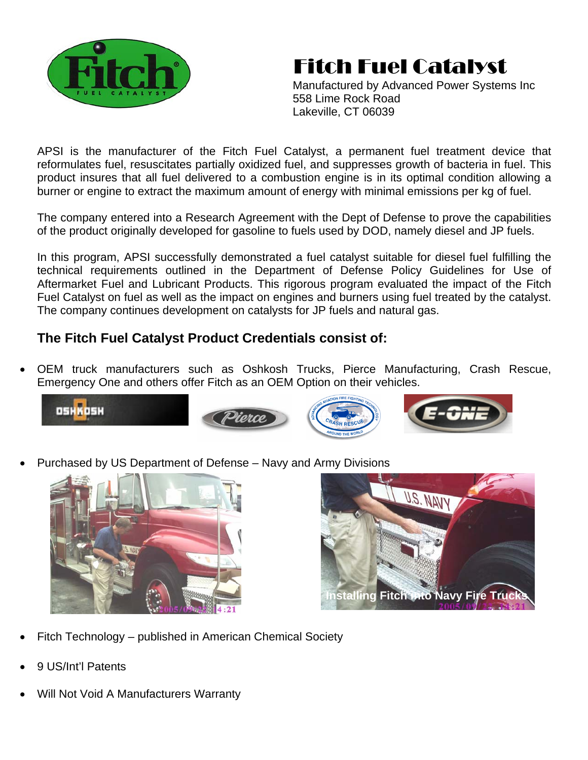# Fitch Fuel Catalyst

Manufactured by Advanced Power Systems Inc
558 Lime Rock Road
Lakeville, CT 06039

APSI is the manufacturer of the Fitch Fuel Catalyst, a permanent fuel treatment device that reformulates fuel, resuscitates partially oxidized fuel, and suppresses growth of bacteria in fuel. This product insures that all fuel delivered to a combustion engine is in its optimal condition allowing a burner or engine to extract the maximum amount of energy with minimal emissions per kg of fuel.

The company entered into a Research Agreement with the Dept of Defense to prove the capabilities of the product originally developed for gasoline to fuels used by DOD, namely diesel and JP fuels.

In this program, APSI successfully demonstrated a fuel catalyst suitable for diesel fuel fulfilling the technical requirements outlined in the Department of Defense Policy Guidelines for Use of Aftermarket Fuel and Lubricant Products. This rigorous program evaluated the impact of the Fitch Fuel Catalyst on fuel as well as the impact on engines and burners using fuel treated by the catalyst. The company continues development on catalysts for JP fuels and natural gas.

## The Fitch Fuel Catalyst Product Credentials consist of:

- OEM truck manufacturers such as Oshkosh Trucks, Pierce Manufacturing, Crash Rescue, Emergency One and others offer Fitch as an OEM Option on their vehicles.
- Purchased by US Department of Defense – Navy and Army Divisions

Installing Fitch into Navy Fire Trucks

- Fitch Technology – published in American Chemical Society
- 9 US/Int'l Patents
- Will Not Void A Manufacturers Warranty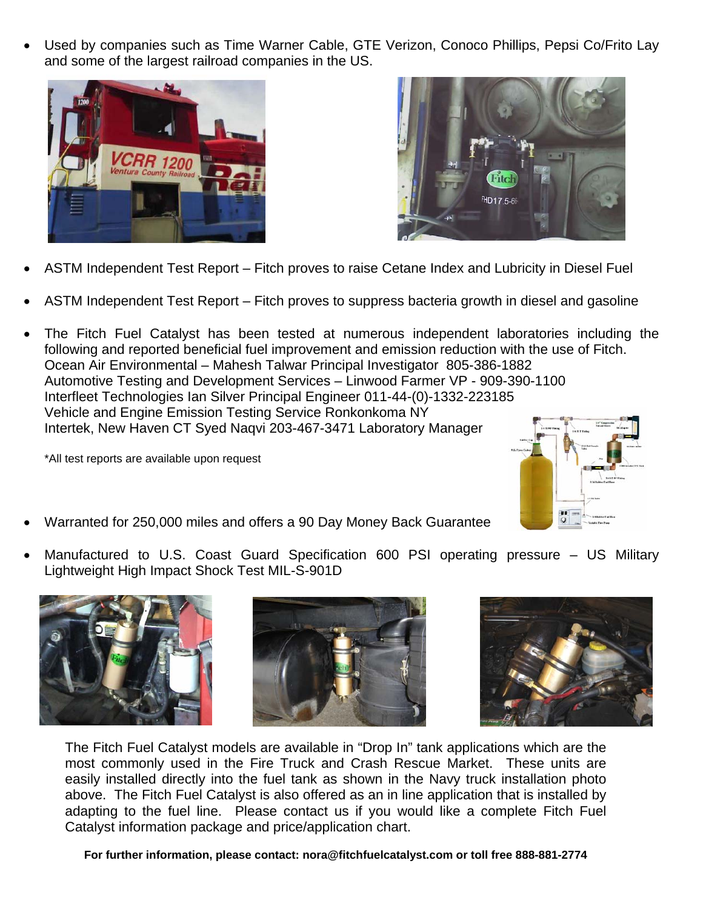- Used by companies such as Time Warner Cable, GTE Verizon, Conoco Phillips, Pepsi Co/Frito Lay and some of the largest railroad companies in the US.

- ASTM Independent Test Report – Fitch proves to raise Cetane Index and Lubricity in Diesel Fuel

- ASTM Independent Test Report – Fitch proves to suppress bacteria growth in diesel and gasoline

- The Fitch Fuel Catalyst has been tested at numerous independent laboratories including the following and reported beneficial fuel improvement and emission reduction with the use of Fitch.
  Ocean Air Environmental – Mahesh Talwar Principal Investigator 805-386-1882
  Automotive Testing and Development Services – Linwood Farmer VP - 909-390-1100
  Interfleet Technologies Ian Silver Principal Engineer 011-44-(0)-1332-223185
  Vehicle and Engine Emission Testing Service Ronkonkoma NY
  Intertek, New Haven CT Syed Naqvi 203-467-3471 Laboratory Manager

  *All test reports are available upon request

- Warranted for 250,000 miles and offers a 90 Day Money Back Guarantee

- Manufactured to U.S. Coast Guard Specification 600 PSI operating pressure – US Military Lightweight High Impact Shock Test MIL-S-901D

The Fitch Fuel Catalyst models are available in "Drop In" tank applications which are the most commonly used in the Fire Truck and Crash Rescue Market. These units are easily installed directly into the fuel tank as shown in the Navy truck installation photo above. The Fitch Fuel Catalyst is also offered as an in line application that is installed by adapting to the fuel line. Please contact us if you would like a complete Fitch Fuel Catalyst information package and price/application chart.

**For further information, please contact: nora@fitchfuelcatalyst.com or toll free 888-881-2774**